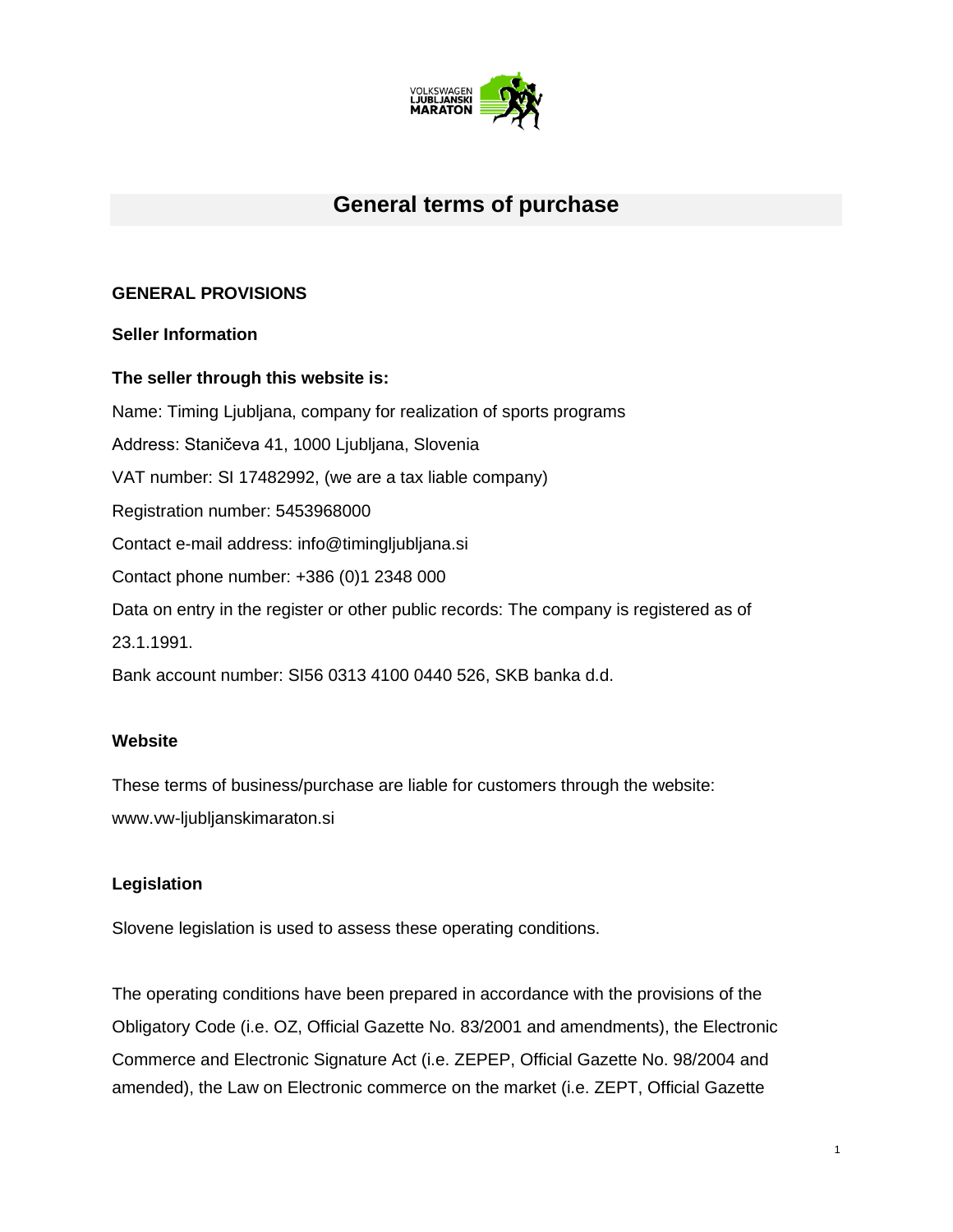# General terms of purchase

## GENERAL PROVISIONS

### Seller Information

**The seller through this website is:**

Name: Timing Ljubljana, company for realization of sports programs

Address: Staničeva 41, 1000 Ljubljana, Slovenia

VAT number: SI 17482992, (we are a tax liable company)

Registration number: 5453968000

Contact e-mail address: info@timingljubljana.si

Contact phone number: +386 (0)1 2348 000

Data on entry in the register or other public records: The company is registered as of 23.1.1991.

Bank account number: SI56 0313 4100 0440 526, SKB banka d.d.

### Website

These terms of business/purchase are liable for customers through the website: www.vw-ljubljanskimaraton.si

### Legislation

Slovene legislation is used to assess these operating conditions.

The operating conditions have been prepared in accordance with the provisions of the Obligatory Code (i.e. OZ, Official Gazette No. 83/2001 and amendments), the Electronic Commerce and Electronic Signature Act (i.e. ZEPEP, Official Gazette No. 98/2004 and amended), the Law on Electronic commerce on the market (i.e. ZEPT, Official Gazette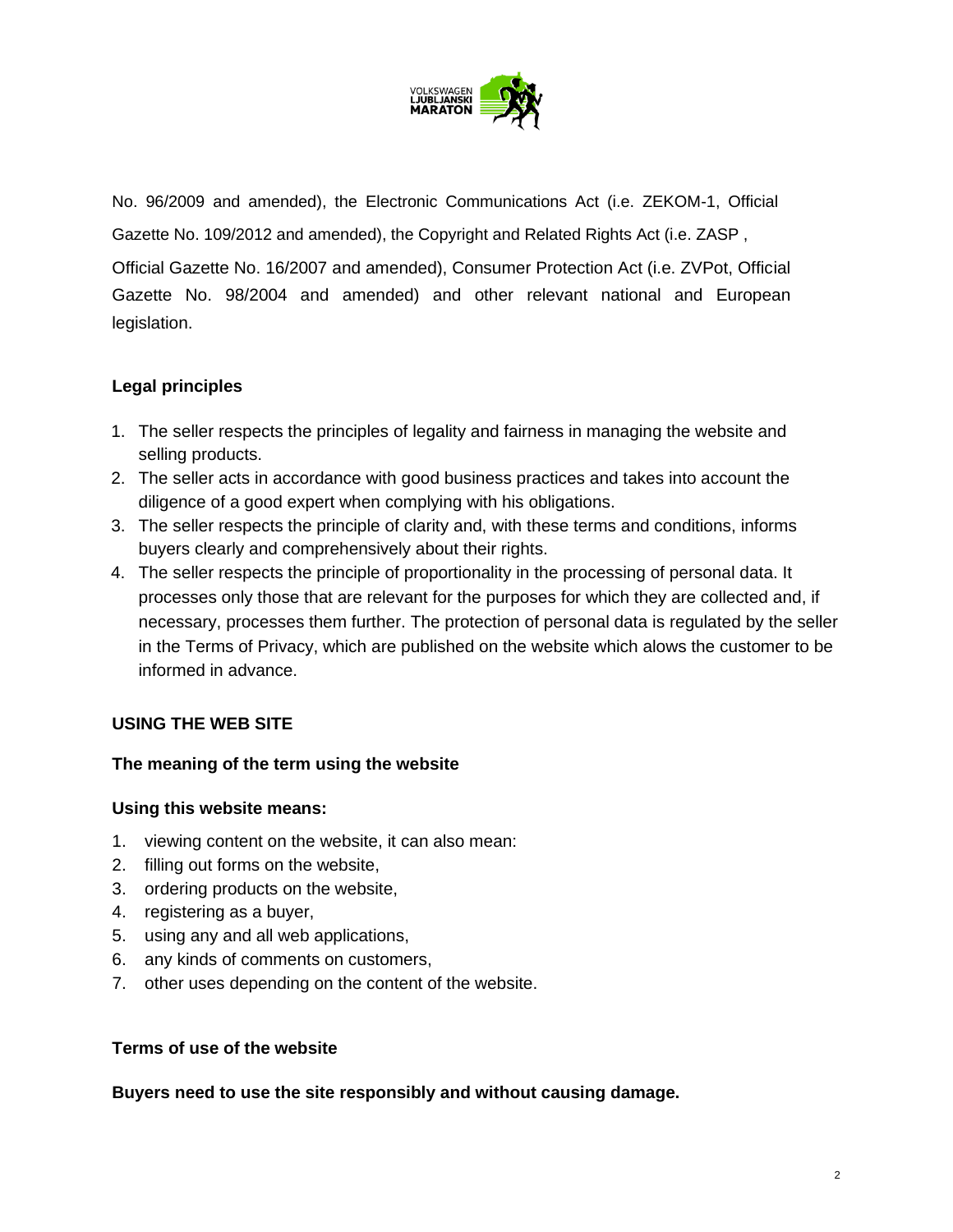No. 96/2009 and amended), the Electronic Communications Act (i.e. ZEKOM-1, Official Gazette No. 109/2012 and amended), the Copyright and Related Rights Act (i.e. ZASP , Official Gazette No. 16/2007 and amended), Consumer Protection Act (i.e. ZVPot, Official Gazette No. 98/2004 and amended) and other relevant national and European legislation.

**Legal principles**

1. The seller respects the principles of legality and fairness in managing the website and selling products.
2. The seller acts in accordance with good business practices and takes into account the diligence of a good expert when complying with his obligations.
3. The seller respects the principle of clarity and, with these terms and conditions, informs buyers clearly and comprehensively about their rights.
4. The seller respects the principle of proportionality in the processing of personal data. It processes only those that are relevant for the purposes for which they are collected and, if necessary, processes them further. The protection of personal data is regulated by the seller in the Terms of Privacy, which are published on the website which alows the customer to be informed in advance.

**USING THE WEB SITE**

**The meaning of the term using the website**

**Using this website means:**

1. viewing content on the website, it can also mean:
2. filling out forms on the website,
3. ordering products on the website,
4. registering as a buyer,
5. using any and all web applications,
6. any kinds of comments on customers,
7. other uses depending on the content of the website.

**Terms of use of the website**

**Buyers need to use the site responsibly and without causing damage.**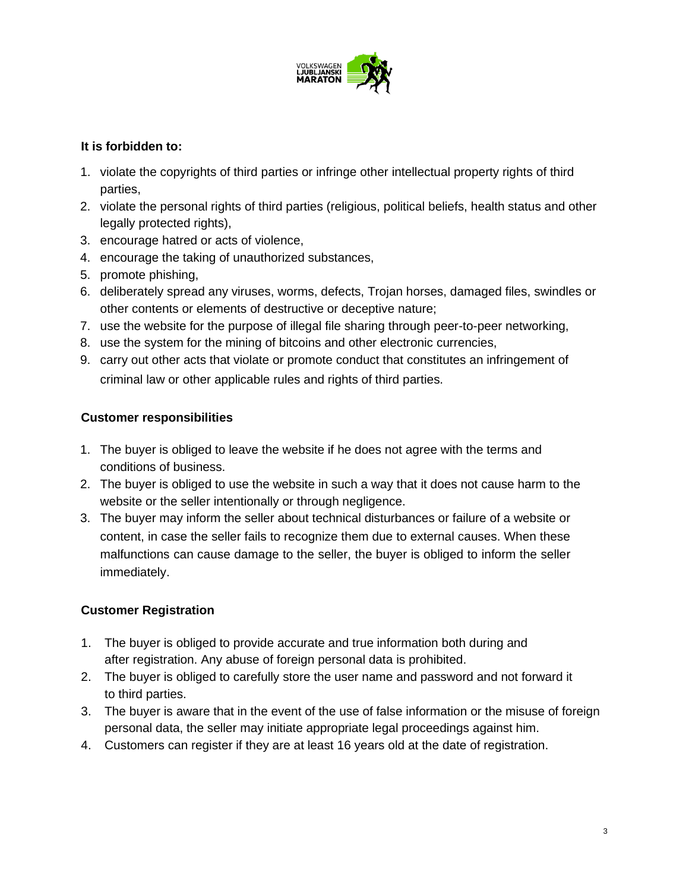**It is forbidden to:**

1. violate the copyrights of third parties or infringe other intellectual property rights of third parties,
2. violate the personal rights of third parties (religious, political beliefs, health status and other legally protected rights),
3. encourage hatred or acts of violence,
4. encourage the taking of unauthorized substances,
5. promote phishing,
6. deliberately spread any viruses, worms, defects, Trojan horses, damaged files, swindles or other contents or elements of destructive or deceptive nature;
7. use the website for the purpose of illegal file sharing through peer-to-peer networking,
8. use the system for the mining of bitcoins and other electronic currencies,
9. carry out other acts that violate or promote conduct that constitutes an infringement of criminal law or other applicable rules and rights of third parties.

**Customer responsibilities**

1. The buyer is obliged to leave the website if he does not agree with the terms and conditions of business.
2. The buyer is obliged to use the website in such a way that it does not cause harm to the website or the seller intentionally or through negligence.
3. The buyer may inform the seller about technical disturbances or failure of a website or content, in case the seller fails to recognize them due to external causes. When these malfunctions can cause damage to the seller, the buyer is obliged to inform the seller immediately.

**Customer Registration**

1. The buyer is obliged to provide accurate and true information both during and after registration. Any abuse of foreign personal data is prohibited.
2. The buyer is obliged to carefully store the user name and password and not forward it to third parties.
3. The buyer is aware that in the event of the use of false information or the misuse of foreign personal data, the seller may initiate appropriate legal proceedings against him.
4. Customers can register if they are at least 16 years old at the date of registration.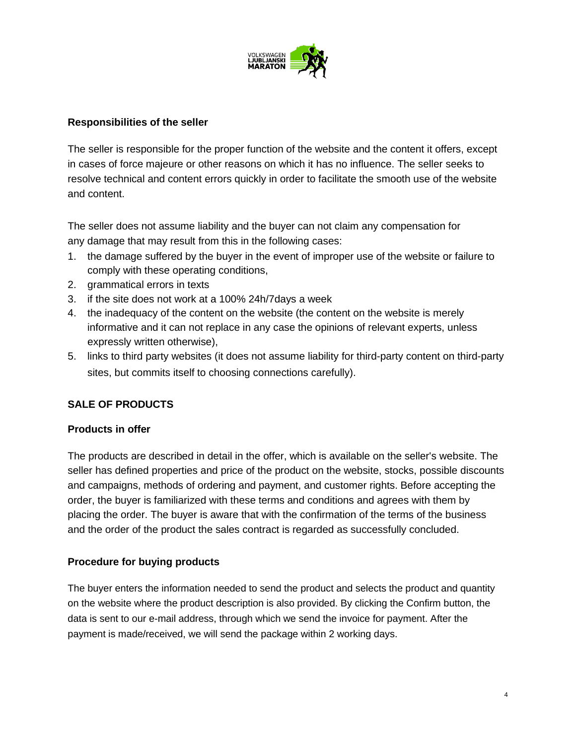### Responsibilities of the seller

The seller is responsible for the proper function of the website and the content it offers, except in cases of force majeure or other reasons on which it has no influence. The seller seeks to resolve technical and content errors quickly in order to facilitate the smooth use of the website and content.

The seller does not assume liability and the buyer can not claim any compensation for any damage that may result from this in the following cases:

1. the damage suffered by the buyer in the event of improper use of the website or failure to comply with these operating conditions,
2. grammatical errors in texts
3. if the site does not work at a 100% 24h/7days a week
4. the inadequacy of the content on the website (the content on the website is merely informative and it can not replace in any case the opinions of relevant experts, unless expressly written otherwise),
5. links to third party websites (it does not assume liability for third-party content on third-party sites, but commits itself to choosing connections carefully).

## SALE OF PRODUCTS

### Products in offer

The products are described in detail in the offer, which is available on the seller's website. The seller has defined properties and price of the product on the website, stocks, possible discounts and campaigns, methods of ordering and payment, and customer rights. Before accepting the order, the buyer is familiarized with these terms and conditions and agrees with them by placing the order. The buyer is aware that with the confirmation of the terms of the business and the order of the product the sales contract is regarded as successfully concluded.

### Procedure for buying products

The buyer enters the information needed to send the product and selects the product and quantity on the website where the product description is also provided. By clicking the Confirm button, the data is sent to our e-mail address, through which we send the invoice for payment. After the payment is made/received, we will send the package within 2 working days.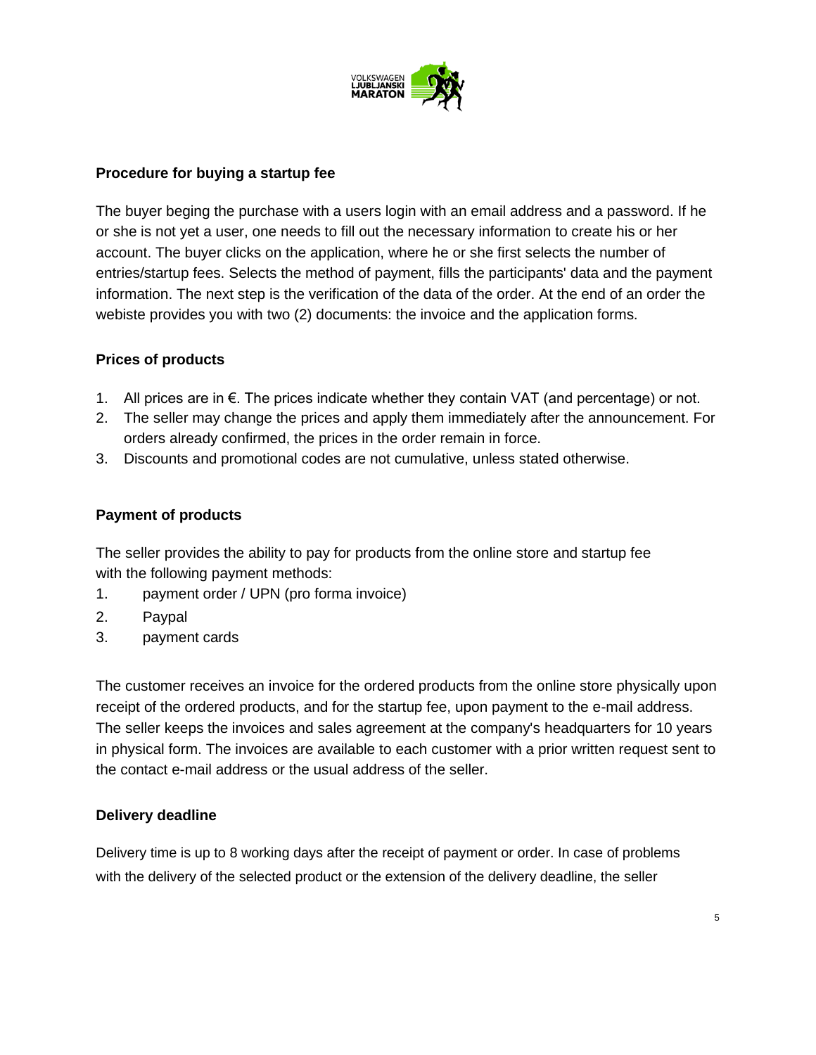**Procedure for buying a startup fee**

The buyer beging the purchase with a users login with an email address and a password. If he or she is not yet a user, one needs to fill out the necessary information to create his or her account. The buyer clicks on the application, where he or she first selects the number of entries/startup fees. Selects the method of payment, fills the participants' data and the payment information. The next step is the verification of the data of the order. At the end of an order the webiste provides you with two (2) documents: the invoice and the application forms.

**Prices of products**

1. All prices are in €. The prices indicate whether they contain VAT (and percentage) or not.
2. The seller may change the prices and apply them immediately after the announcement. For orders already confirmed, the prices in the order remain in force.
3. Discounts and promotional codes are not cumulative, unless stated otherwise.

**Payment of products**

The seller provides the ability to pay for products from the online store and startup fee with the following payment methods:

1. payment order / UPN (pro forma invoice)
2. Paypal
3. payment cards

The customer receives an invoice for the ordered products from the online store physically upon receipt of the ordered products, and for the startup fee, upon payment to the e-mail address. The seller keeps the invoices and sales agreement at the company's headquarters for 10 years in physical form. The invoices are available to each customer with a prior written request sent to the contact e-mail address or the usual address of the seller.

**Delivery deadline**

Delivery time is up to 8 working days after the receipt of payment or order. In case of problems with the delivery of the selected product or the extension of the delivery deadline, the seller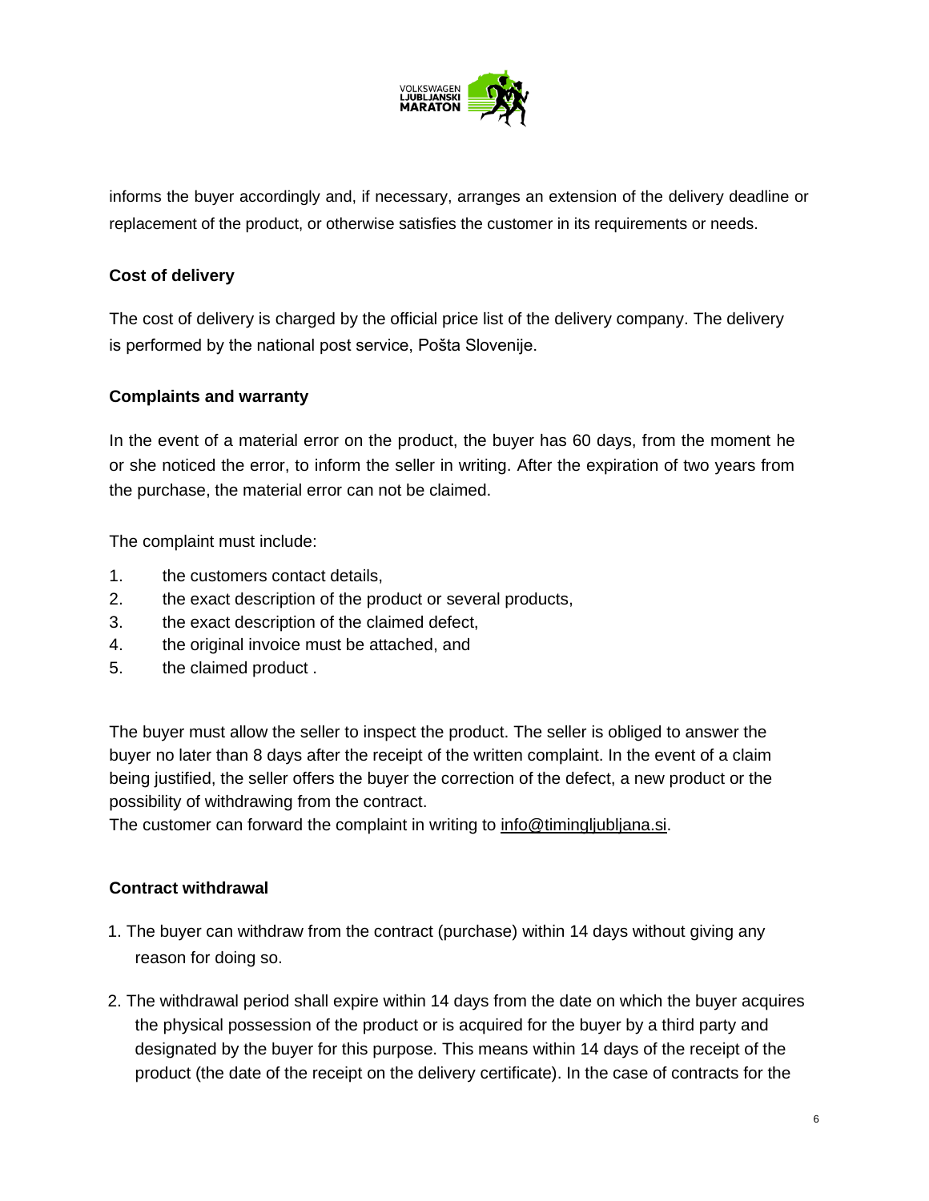informs the buyer accordingly and, if necessary, arranges an extension of the delivery deadline or replacement of the product, or otherwise satisfies the customer in its requirements or needs.

**Cost of delivery**

The cost of delivery is charged by the official price list of the delivery company. The delivery is performed by the national post service, Pošta Slovenije.

**Complaints and warranty**

In the event of a material error on the product, the buyer has 60 days, from the moment he or she noticed the error, to inform the seller in writing. After the expiration of two years from the purchase, the material error can not be claimed.

The complaint must include:

1. the customers contact details,
2. the exact description of the product or several products,
3. the exact description of the claimed defect,
4. the original invoice must be attached, and
5. the claimed product .

The buyer must allow the seller to inspect the product. The seller is obliged to answer the buyer no later than 8 days after the receipt of the written complaint. In the event of a claim being justified, the seller offers the buyer the correction of the defect, a new product or the possibility of withdrawing from the contract.
The customer can forward the complaint in writing to info@timingljubljana.si.

**Contract withdrawal**

1. The buyer can withdraw from the contract (purchase) within 14 days without giving any reason for doing so.

2. The withdrawal period shall expire within 14 days from the date on which the buyer acquires the physical possession of the product or is acquired for the buyer by a third party and designated by the buyer for this purpose. This means within 14 days of the receipt of the product (the date of the receipt on the delivery certificate). In the case of contracts for the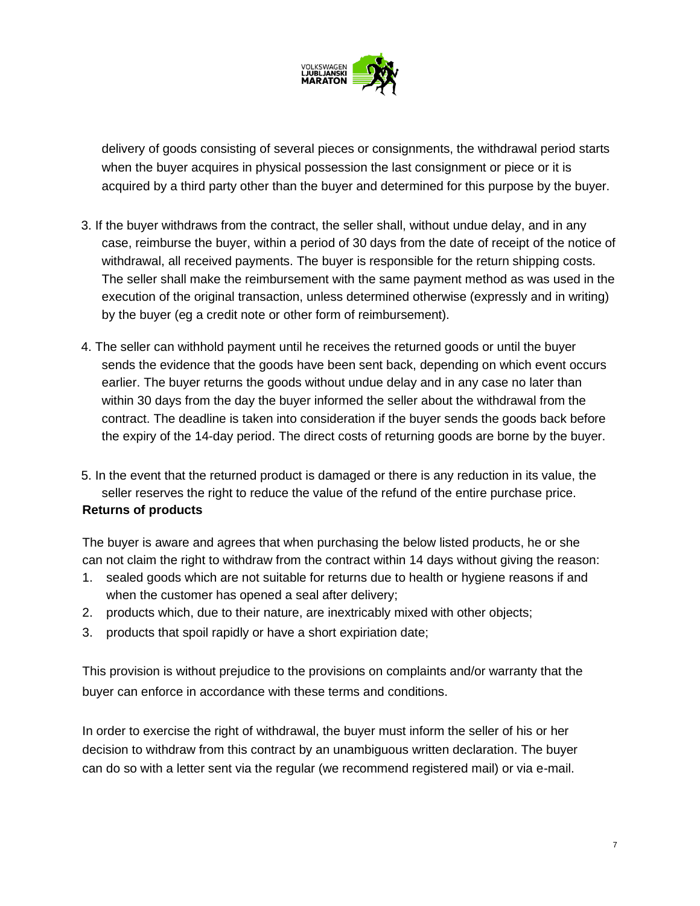delivery of goods consisting of several pieces or consignments, the withdrawal period starts when the buyer acquires in physical possession the last consignment or piece or it is acquired by a third party other than the buyer and determined for this purpose by the buyer.

3. If the buyer withdraws from the contract, the seller shall, without undue delay, and in any case, reimburse the buyer, within a period of 30 days from the date of receipt of the notice of withdrawal, all received payments. The buyer is responsible for the return shipping costs. The seller shall make the reimbursement with the same payment method as was used in the execution of the original transaction, unless determined otherwise (expressly and in writing) by the buyer (eg a credit note or other form of reimbursement).

4. The seller can withhold payment until he receives the returned goods or until the buyer sends the evidence that the goods have been sent back, depending on which event occurs earlier. The buyer returns the goods without undue delay and in any case no later than within 30 days from the day the buyer informed the seller about the withdrawal from the contract. The deadline is taken into consideration if the buyer sends the goods back before the expiry of the 14-day period. The direct costs of returning goods are borne by the buyer.

5. In the event that the returned product is damaged or there is any reduction in its value, the seller reserves the right to reduce the value of the refund of the entire purchase price.

**Returns of products**

The buyer is aware and agrees that when purchasing the below listed products, he or she can not claim the right to withdraw from the contract within 14 days without giving the reason:

1. sealed goods which are not suitable for returns due to health or hygiene reasons if and when the customer has opened a seal after delivery;
2. products which, due to their nature, are inextricably mixed with other objects;
3. products that spoil rapidly or have a short expiriation date;

This provision is without prejudice to the provisions on complaints and/or warranty that the buyer can enforce in accordance with these terms and conditions.

In order to exercise the right of withdrawal, the buyer must inform the seller of his or her decision to withdraw from this contract by an unambiguous written declaration. The buyer can do so with a letter sent via the regular (we recommend registered mail) or via e-mail.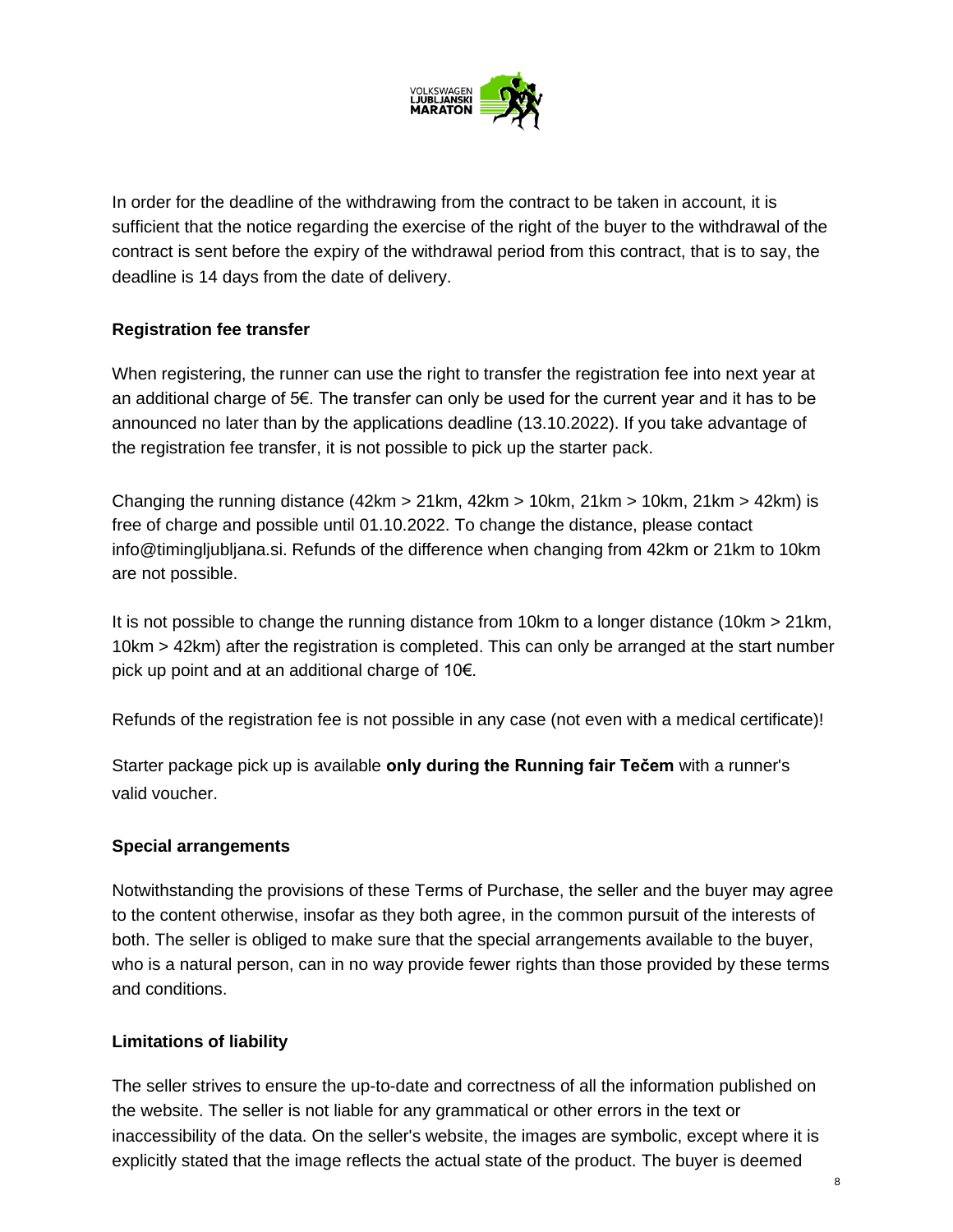In order for the deadline of the withdrawing from the contract to be taken in account, it is sufficient that the notice regarding the exercise of the right of the buyer to the withdrawal of the contract is sent before the expiry of the withdrawal period from this contract, that is to say, the deadline is 14 days from the date of delivery.

**Registration fee transfer**

When registering, the runner can use the right to transfer the registration fee into next year at an additional charge of 5€. The transfer can only be used for the current year and it has to be announced no later than by the applications deadline (13.10.2022). If you take advantage of the registration fee transfer, it is not possible to pick up the starter pack.

Changing the running distance (42km > 21km, 42km > 10km, 21km > 10km, 21km > 42km) is free of charge and possible until 01.10.2022. To change the distance, please contact info@timingljubljana.si. Refunds of the difference when changing from 42km or 21km to 10km are not possible.

It is not possible to change the running distance from 10km to a longer distance (10km > 21km, 10km > 42km) after the registration is completed. This can only be arranged at the start number pick up point and at an additional charge of 10€.

Refunds of the registration fee is not possible in any case (not even with a medical certificate)!

Starter package pick up is available **only during the Running fair Tečem** with a runner's valid voucher.

**Special arrangements**

Notwithstanding the provisions of these Terms of Purchase, the seller and the buyer may agree to the content otherwise, insofar as they both agree, in the common pursuit of the interests of both. The seller is obliged to make sure that the special arrangements available to the buyer, who is a natural person, can in no way provide fewer rights than those provided by these terms and conditions.

**Limitations of liability**

The seller strives to ensure the up-to-date and correctness of all the information published on the website. The seller is not liable for any grammatical or other errors in the text or inaccessibility of the data. On the seller's website, the images are symbolic, except where it is explicitly stated that the image reflects the actual state of the product. The buyer is deemed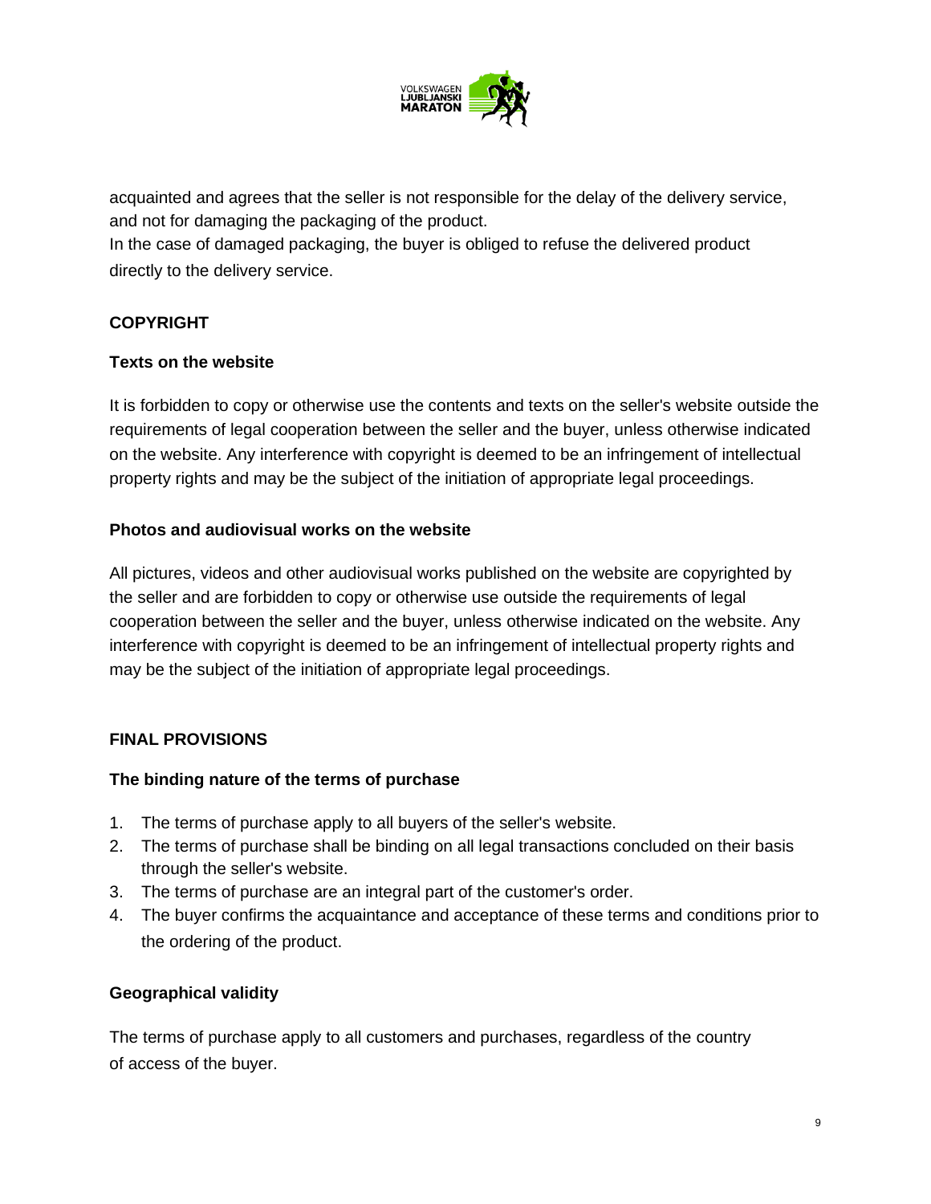acquainted and agrees that the seller is not responsible for the delay of the delivery service, and not for damaging the packaging of the product.
In the case of damaged packaging, the buyer is obliged to refuse the delivered product directly to the delivery service.

## COPYRIGHT

### Texts on the website

It is forbidden to copy or otherwise use the contents and texts on the seller's website outside the requirements of legal cooperation between the seller and the buyer, unless otherwise indicated on the website. Any interference with copyright is deemed to be an infringement of intellectual property rights and may be the subject of the initiation of appropriate legal proceedings.

### Photos and audiovisual works on the website

All pictures, videos and other audiovisual works published on the website are copyrighted by the seller and are forbidden to copy or otherwise use outside the requirements of legal cooperation between the seller and the buyer, unless otherwise indicated on the website. Any interference with copyright is deemed to be an infringement of intellectual property rights and may be the subject of the initiation of appropriate legal proceedings.

## FINAL PROVISIONS

### The binding nature of the terms of purchase

1. The terms of purchase apply to all buyers of the seller's website.
2. The terms of purchase shall be binding on all legal transactions concluded on their basis through the seller's website.
3. The terms of purchase are an integral part of the customer's order.
4. The buyer confirms the acquaintance and acceptance of these terms and conditions prior to the ordering of the product.

### Geographical validity

The terms of purchase apply to all customers and purchases, regardless of the country of access of the buyer.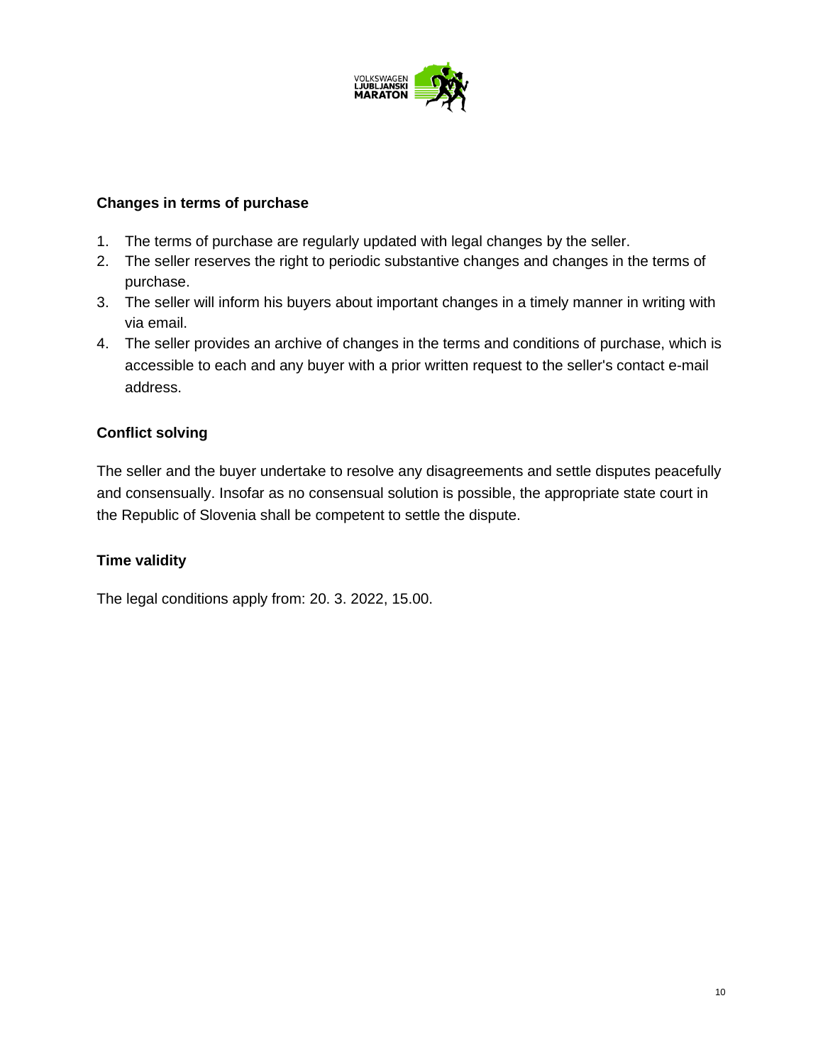### Changes in terms of purchase

1. The terms of purchase are regularly updated with legal changes by the seller.
2. The seller reserves the right to periodic substantive changes and changes in the terms of purchase.
3. The seller will inform his buyers about important changes in a timely manner in writing with via email.
4. The seller provides an archive of changes in the terms and conditions of purchase, which is accessible to each and any buyer with a prior written request to the seller's contact e-mail address.

### Conflict solving

The seller and the buyer undertake to resolve any disagreements and settle disputes peacefully and consensually. Insofar as no consensual solution is possible, the appropriate state court in the Republic of Slovenia shall be competent to settle the dispute.

### Time validity

The legal conditions apply from: 20. 3. 2022, 15.00.